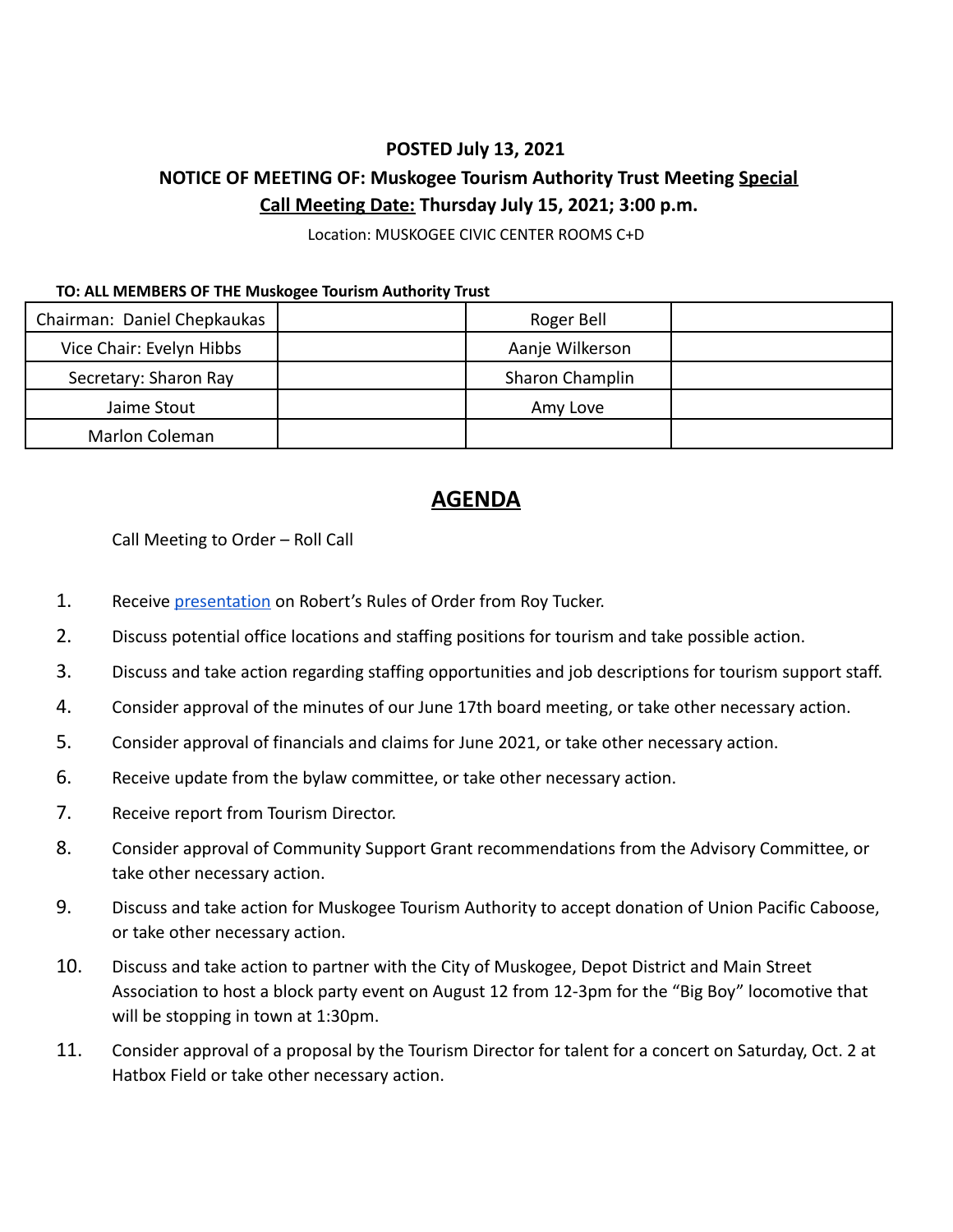**POSTED July 13, 2021**

**NOTICE OF MEETING OF: Muskogee Tourism Authority Trust Meeting <u>Special</u>**

**<u>Call Meeting Date:</u> Thursday July 15, 2021; 3:00 p.m.**

Location: MUSKOGEE CIVIC CENTER ROOMS C+D

**TO: ALL MEMBERS OF THE Muskogee Tourism Authority Trust**

| | | | |
|---|---|---|---|
| Chairman: Daniel Chepkaukas | | Roger Bell | |
| Vice Chair: Evelyn Hibbs | | Aanje Wilkerson | |
| Secretary: Sharon Ray | | Sharon Champlin | |
| Jaime Stout | | Amy Love | |
| Marlon Coleman | | | |

# <u>AGENDA</u>

Call Meeting to Order – Roll Call

1. Receive presentation on Robert's Rules of Order from Roy Tucker.
2. Discuss potential office locations and staffing positions for tourism and take possible action.
3. Discuss and take action regarding staffing opportunities and job descriptions for tourism support staff.
4. Consider approval of the minutes of our June 17th board meeting, or take other necessary action.
5. Consider approval of financials and claims for June 2021, or take other necessary action.
6. Receive update from the bylaw committee, or take other necessary action.
7. Receive report from Tourism Director.
8. Consider approval of Community Support Grant recommendations from the Advisory Committee, or take other necessary action.
9. Discuss and take action for Muskogee Tourism Authority to accept donation of Union Pacific Caboose, or take other necessary action.
10. Discuss and take action to partner with the City of Muskogee, Depot District and Main Street Association to host a block party event on August 12 from 12-3pm for the "Big Boy" locomotive that will be stopping in town at 1:30pm.
11. Consider approval of a proposal by the Tourism Director for talent for a concert on Saturday, Oct. 2 at Hatbox Field or take other necessary action.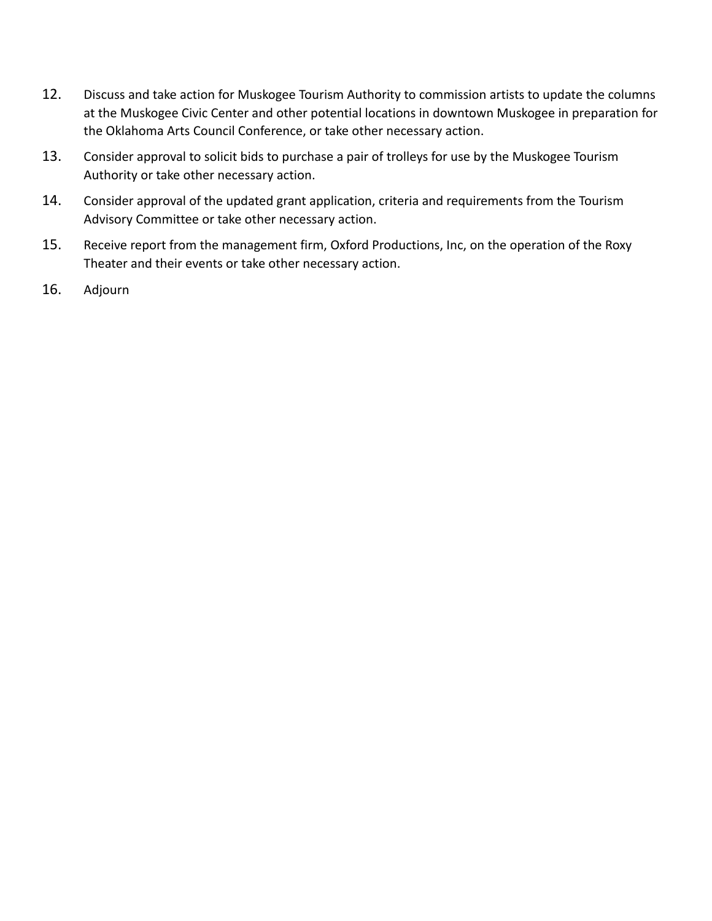12. Discuss and take action for Muskogee Tourism Authority to commission artists to update the columns at the Muskogee Civic Center and other potential locations in downtown Muskogee in preparation for the Oklahoma Arts Council Conference, or take other necessary action.
13. Consider approval to solicit bids to purchase a pair of trolleys for use by the Muskogee Tourism Authority or take other necessary action.
14. Consider approval of the updated grant application, criteria and requirements from the Tourism Advisory Committee or take other necessary action.
15. Receive report from the management firm, Oxford Productions, Inc, on the operation of the Roxy Theater and their events or take other necessary action.
16. Adjourn